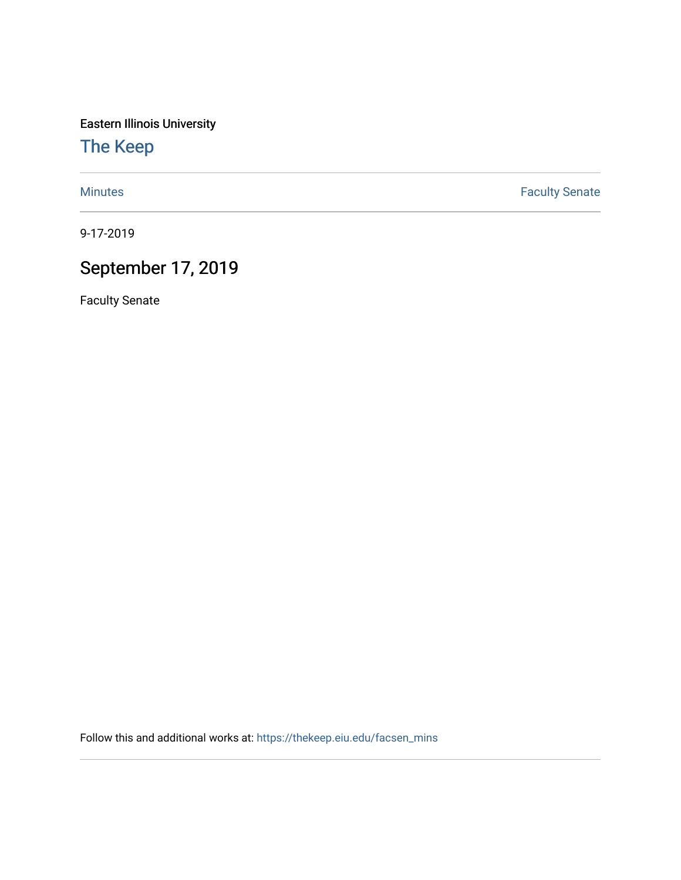Eastern Illinois University

## The Keep

Minutes | Faculty Senate

9-17-2019

# September 17, 2019

Faculty Senate

Follow this and additional works at: https://thekeep.eiu.edu/facsen_mins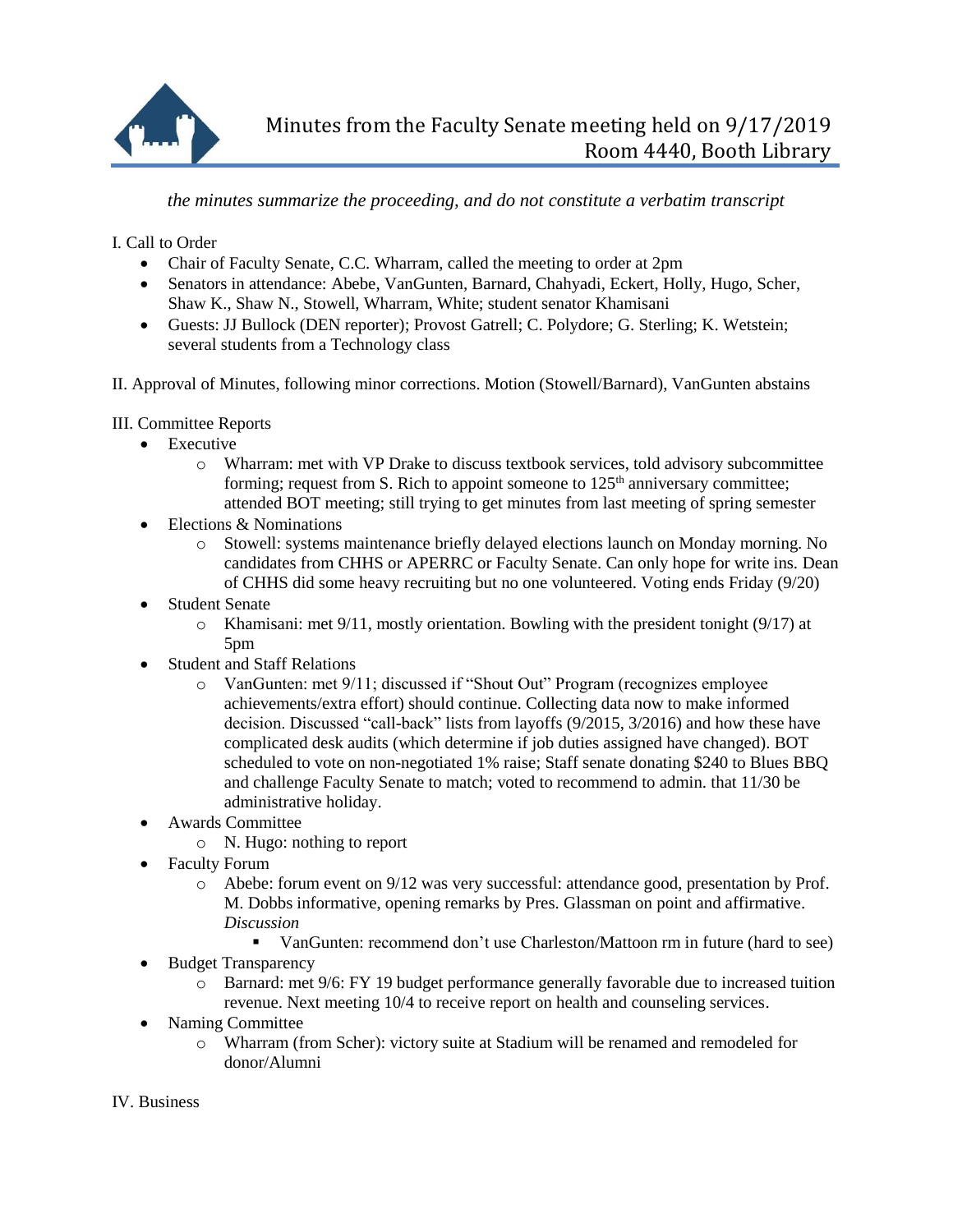# Minutes from the Faculty Senate meeting held on 9/17/2019
## Room 4440, Booth Library

*the minutes summarize the proceeding, and do not constitute a verbatim transcript*

I. Call to Order

- Chair of Faculty Senate, C.C. Wharram, called the meeting to order at 2pm
- Senators in attendance: Abebe, VanGunten, Barnard, Chahyadi, Eckert, Holly, Hugo, Scher, Shaw K., Shaw N., Stowell, Wharram, White; student senator Khamisani
- Guests: JJ Bullock (DEN reporter); Provost Gatrell; C. Polydore; G. Sterling; K. Wetstein; several students from a Technology class

II. Approval of Minutes, following minor corrections. Motion (Stowell/Barnard), VanGunten abstains

III. Committee Reports

- Executive
  - Wharram: met with VP Drake to discuss textbook services, told advisory subcommittee forming; request from S. Rich to appoint someone to 125th anniversary committee; attended BOT meeting; still trying to get minutes from last meeting of spring semester
- Elections & Nominations
  - Stowell: systems maintenance briefly delayed elections launch on Monday morning. No candidates from CHHS or APERRC or Faculty Senate. Can only hope for write ins. Dean of CHHS did some heavy recruiting but no one volunteered. Voting ends Friday (9/20)
- Student Senate
  - Khamisani: met 9/11, mostly orientation. Bowling with the president tonight (9/17) at 5pm
- Student and Staff Relations
  - VanGunten: met 9/11; discussed if "Shout Out" Program (recognizes employee achievements/extra effort) should continue. Collecting data now to make informed decision. Discussed "call-back" lists from layoffs (9/2015, 3/2016) and how these have complicated desk audits (which determine if job duties assigned have changed). BOT scheduled to vote on non-negotiated 1% raise; Staff senate donating $240 to Blues BBQ and challenge Faculty Senate to match; voted to recommend to admin. that 11/30 be administrative holiday.
- Awards Committee
  - N. Hugo: nothing to report
- Faculty Forum
  - Abebe: forum event on 9/12 was very successful: attendance good, presentation by Prof. M. Dobbs informative, opening remarks by Pres. Glassman on point and affirmative. *Discussion*
    - VanGunten: recommend don't use Charleston/Mattoon rm in future (hard to see)
- Budget Transparency
  - Barnard: met 9/6: FY 19 budget performance generally favorable due to increased tuition revenue. Next meeting 10/4 to receive report on health and counseling services.
- Naming Committee
  - Wharram (from Scher): victory suite at Stadium will be renamed and remodeled for donor/Alumni

IV. Business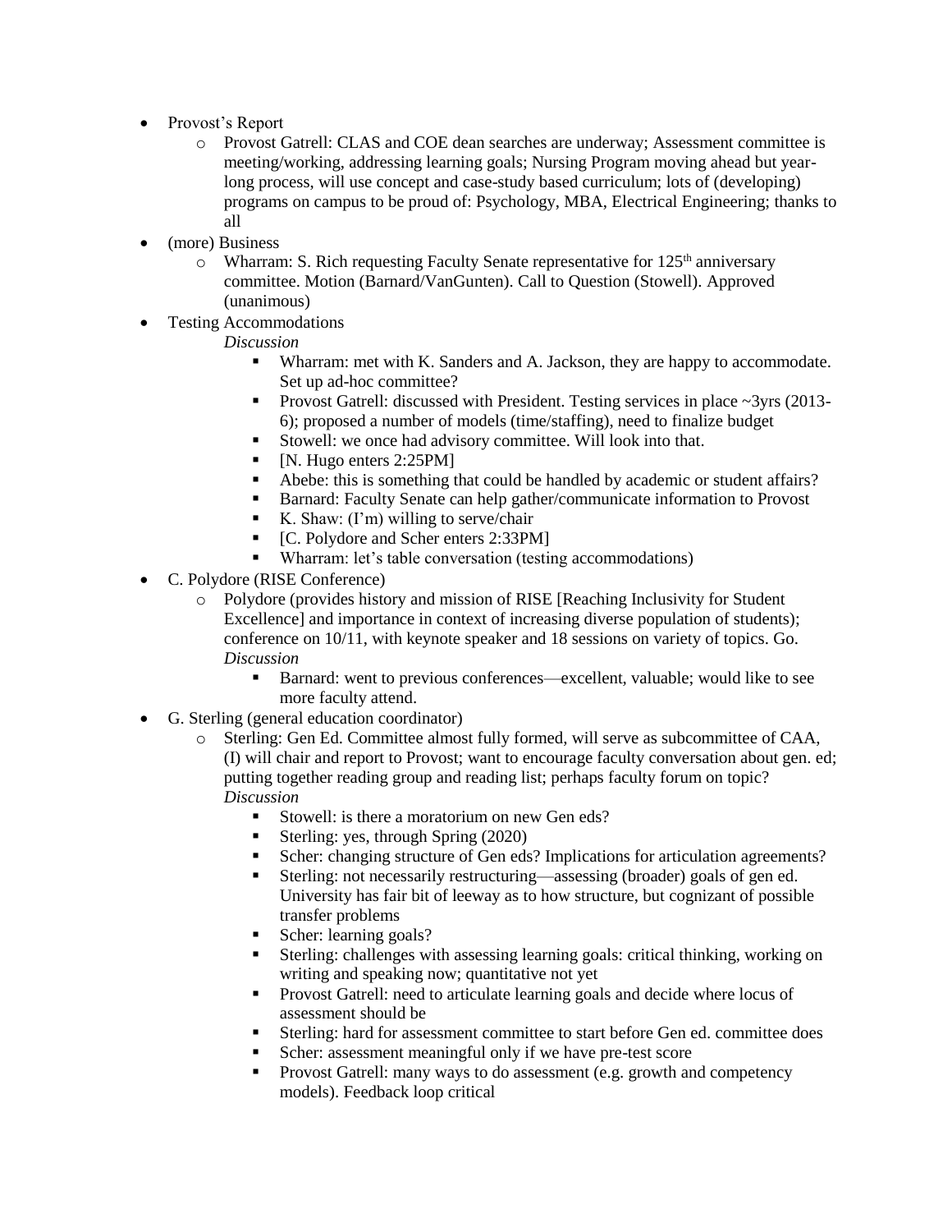- Provost's Report
  - Provost Gatrell: CLAS and COE dean searches are underway; Assessment committee is meeting/working, addressing learning goals; Nursing Program moving ahead but year-long process, will use concept and case-study based curriculum; lots of (developing) programs on campus to be proud of: Psychology, MBA, Electrical Engineering; thanks to all
- (more) Business
  - Wharram: S. Rich requesting Faculty Senate representative for 125th anniversary committee. Motion (Barnard/VanGunten). Call to Question (Stowell). Approved (unanimous)
- Testing Accommodations

  *Discussion*
    - Wharram: met with K. Sanders and A. Jackson, they are happy to accommodate. Set up ad-hoc committee?
    - Provost Gatrell: discussed with President. Testing services in place ~3yrs (2013-6); proposed a number of models (time/staffing), need to finalize budget
    - Stowell: we once had advisory committee. Will look into that.
    - [N. Hugo enters 2:25PM]
    - Abebe: this is something that could be handled by academic or student affairs?
    - Barnard: Faculty Senate can help gather/communicate information to Provost
    - K. Shaw: (I'm) willing to serve/chair
    - [C. Polydore and Scher enters 2:33PM]
    - Wharram: let's table conversation (testing accommodations)
- C. Polydore (RISE Conference)
  - Polydore (provides history and mission of RISE [Reaching Inclusivity for Student Excellence] and importance in context of increasing diverse population of students); conference on 10/11, with keynote speaker and 18 sessions on variety of topics. Go.

    *Discussion*
      - Barnard: went to previous conferences—excellent, valuable; would like to see more faculty attend.
- G. Sterling (general education coordinator)
  - Sterling: Gen Ed. Committee almost fully formed, will serve as subcommittee of CAA, (I) will chair and report to Provost; want to encourage faculty conversation about gen. ed; putting together reading group and reading list; perhaps faculty forum on topic?

    *Discussion*
      - Stowell: is there a moratorium on new Gen eds?
      - Sterling: yes, through Spring (2020)
      - Scher: changing structure of Gen eds? Implications for articulation agreements?
      - Sterling: not necessarily restructuring—assessing (broader) goals of gen ed. University has fair bit of leeway as to how structure, but cognizant of possible transfer problems
      - Scher: learning goals?
      - Sterling: challenges with assessing learning goals: critical thinking, working on writing and speaking now; quantitative not yet
      - Provost Gatrell: need to articulate learning goals and decide where locus of assessment should be
      - Sterling: hard for assessment committee to start before Gen ed. committee does
      - Scher: assessment meaningful only if we have pre-test score
      - Provost Gatrell: many ways to do assessment (e.g. growth and competency models). Feedback loop critical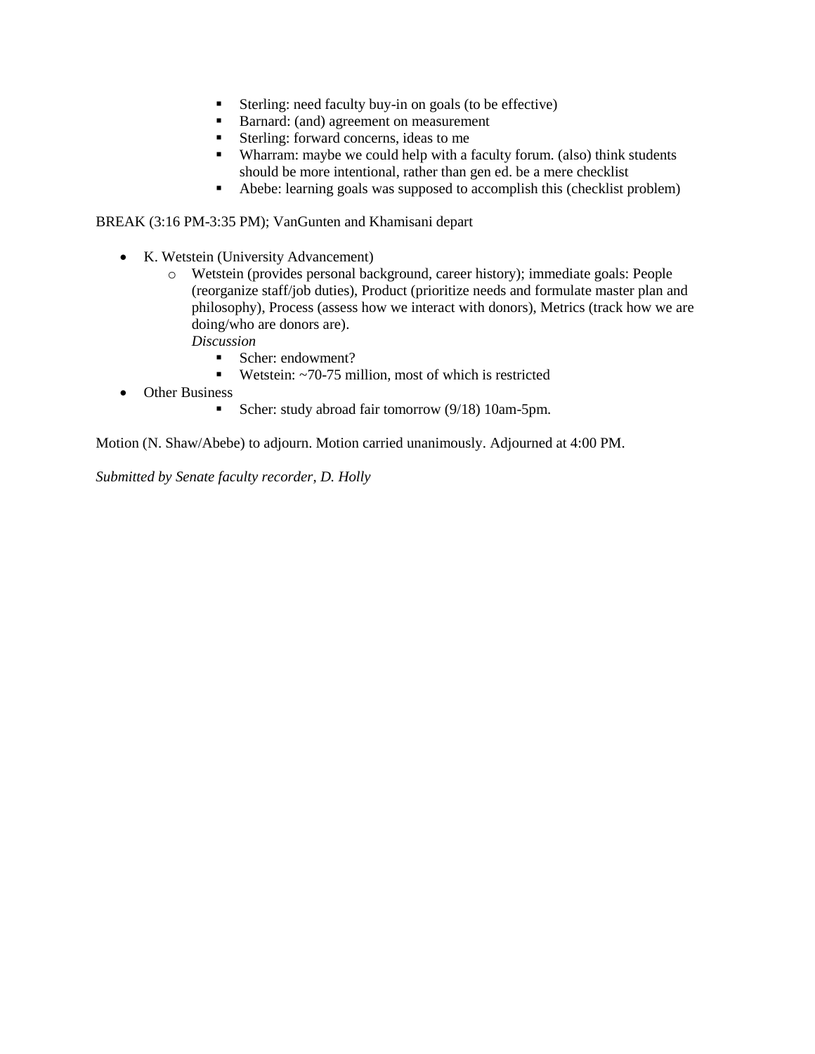- Sterling: need faculty buy-in on goals (to be effective)
        - Barnard: (and) agreement on measurement
        - Sterling: forward concerns, ideas to me
        - Wharram: maybe we could help with a faculty forum. (also) think students should be more intentional, rather than gen ed. be a mere checklist
        - Abebe: learning goals was supposed to accomplish this (checklist problem)

BREAK (3:16 PM-3:35 PM); VanGunten and Khamisani depart

- K. Wetstein (University Advancement)
    - Wetstein (provides personal background, career history); immediate goals: People (reorganize staff/job duties), Product (prioritize needs and formulate master plan and philosophy), Process (assess how we interact with donors), Metrics (track how we are doing/who are donors are).

      *Discussion*
        - Scher: endowment?
        - Wetstein: ~70-75 million, most of which is restricted
- Other Business
        - Scher: study abroad fair tomorrow (9/18) 10am-5pm.

Motion (N. Shaw/Abebe) to adjourn. Motion carried unanimously. Adjourned at 4:00 PM.

*Submitted by Senate faculty recorder, D. Holly*